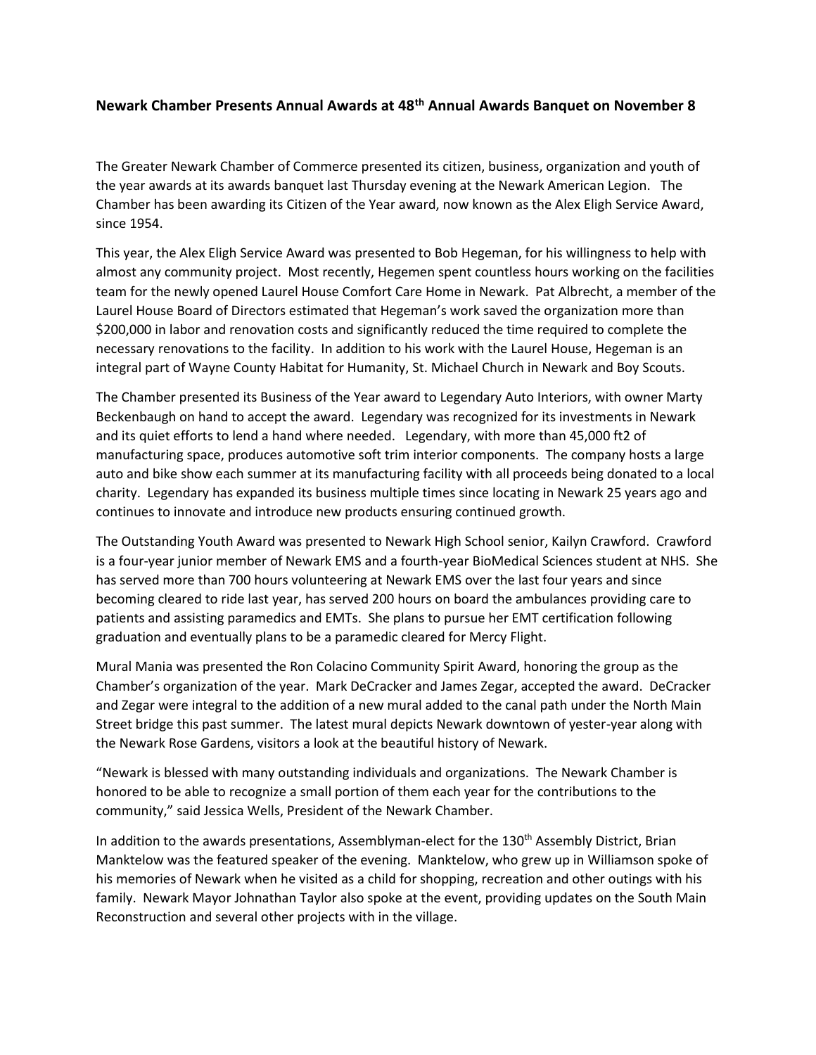**Newark Chamber Presents Annual Awards at 48th Annual Awards Banquet on November 8**

The Greater Newark Chamber of Commerce presented its citizen, business, organization and youth of the year awards at its awards banquet last Thursday evening at the Newark American Legion. The Chamber has been awarding its Citizen of the Year award, now known as the Alex Eligh Service Award, since 1954.

This year, the Alex Eligh Service Award was presented to Bob Hegeman, for his willingness to help with almost any community project. Most recently, Hegemen spent countless hours working on the facilities team for the newly opened Laurel House Comfort Care Home in Newark. Pat Albrecht, a member of the Laurel House Board of Directors estimated that Hegeman's work saved the organization more than $200,000 in labor and renovation costs and significantly reduced the time required to complete the necessary renovations to the facility. In addition to his work with the Laurel House, Hegeman is an integral part of Wayne County Habitat for Humanity, St. Michael Church in Newark and Boy Scouts.

The Chamber presented its Business of the Year award to Legendary Auto Interiors, with owner Marty Beckenbaugh on hand to accept the award. Legendary was recognized for its investments in Newark and its quiet efforts to lend a hand where needed. Legendary, with more than 45,000 ft2 of manufacturing space, produces automotive soft trim interior components. The company hosts a large auto and bike show each summer at its manufacturing facility with all proceeds being donated to a local charity. Legendary has expanded its business multiple times since locating in Newark 25 years ago and continues to innovate and introduce new products ensuring continued growth.

The Outstanding Youth Award was presented to Newark High School senior, Kailyn Crawford. Crawford is a four-year junior member of Newark EMS and a fourth-year BioMedical Sciences student at NHS. She has served more than 700 hours volunteering at Newark EMS over the last four years and since becoming cleared to ride last year, has served 200 hours on board the ambulances providing care to patients and assisting paramedics and EMTs. She plans to pursue her EMT certification following graduation and eventually plans to be a paramedic cleared for Mercy Flight.

Mural Mania was presented the Ron Colacino Community Spirit Award, honoring the group as the Chamber's organization of the year. Mark DeCracker and James Zegar, accepted the award. DeCracker and Zegar were integral to the addition of a new mural added to the canal path under the North Main Street bridge this past summer. The latest mural depicts Newark downtown of yester-year along with the Newark Rose Gardens, visitors a look at the beautiful history of Newark.

"Newark is blessed with many outstanding individuals and organizations. The Newark Chamber is honored to be able to recognize a small portion of them each year for the contributions to the community," said Jessica Wells, President of the Newark Chamber.

In addition to the awards presentations, Assemblyman-elect for the 130th Assembly District, Brian Manktelow was the featured speaker of the evening. Manktelow, who grew up in Williamson spoke of his memories of Newark when he visited as a child for shopping, recreation and other outings with his family. Newark Mayor Johnathan Taylor also spoke at the event, providing updates on the South Main Reconstruction and several other projects with in the village.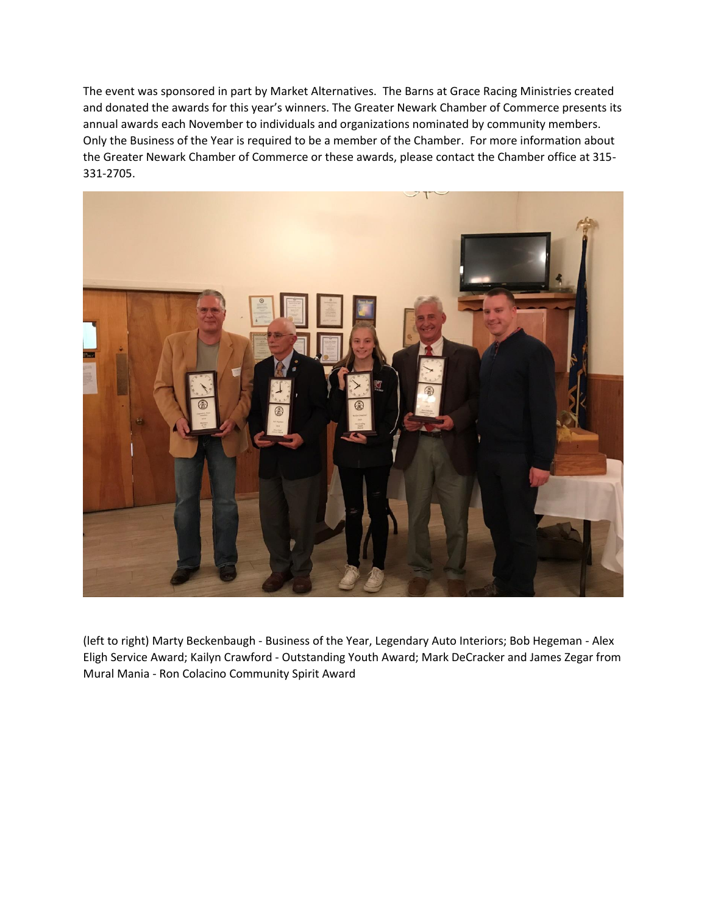The event was sponsored in part by Market Alternatives. The Barns at Grace Racing Ministries created and donated the awards for this year's winners. The Greater Newark Chamber of Commerce presents its annual awards each November to individuals and organizations nominated by community members. Only the Business of the Year is required to be a member of the Chamber. For more information about the Greater Newark Chamber of Commerce or these awards, please contact the Chamber office at 315-331-2705.

(left to right) Marty Beckenbaugh - Business of the Year, Legendary Auto Interiors; Bob Hegeman - Alex Eligh Service Award; Kailyn Crawford - Outstanding Youth Award; Mark DeCracker and James Zegar from Mural Mania - Ron Colacino Community Spirit Award